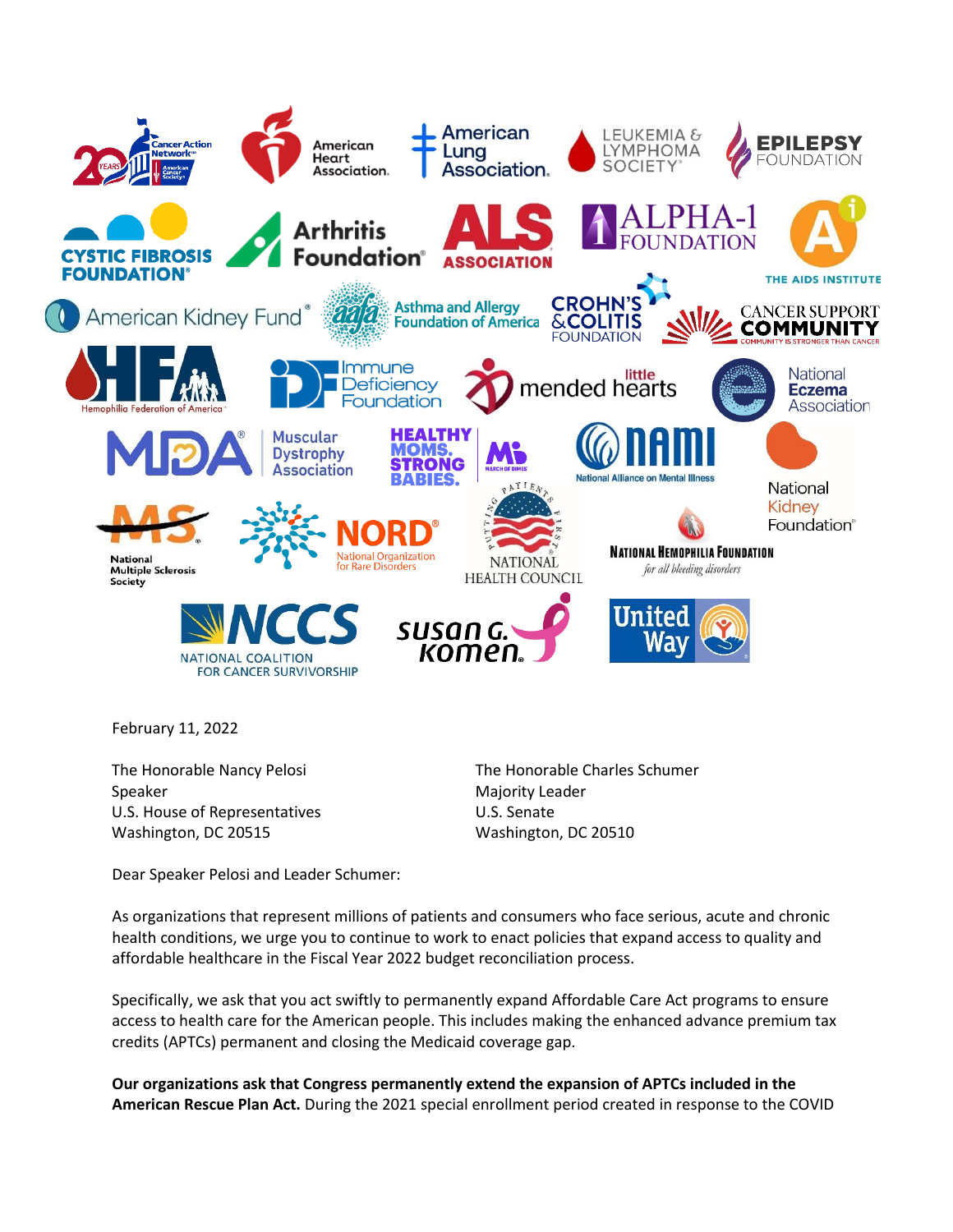February 11, 2022

The Honorable Nancy Pelosi
Speaker
U.S. House of Representatives
Washington, DC 20515

The Honorable Charles Schumer
Majority Leader
U.S. Senate
Washington, DC 20510

Dear Speaker Pelosi and Leader Schumer:

As organizations that represent millions of patients and consumers who face serious, acute and chronic health conditions, we urge you to continue to work to enact policies that expand access to quality and affordable healthcare in the Fiscal Year 2022 budget reconciliation process.

Specifically, we ask that you act swiftly to permanently expand Affordable Care Act programs to ensure access to health care for the American people. This includes making the enhanced advance premium tax credits (APTCs) permanent and closing the Medicaid coverage gap.

**Our organizations ask that Congress permanently extend the expansion of APTCs included in the American Rescue Plan Act.** During the 2021 special enrollment period created in response to the COVID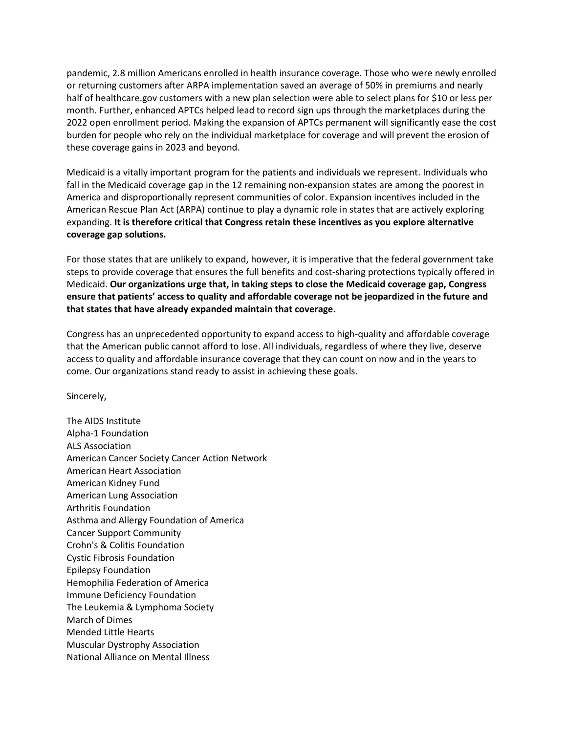pandemic, 2.8 million Americans enrolled in health insurance coverage. Those who were newly enrolled or returning customers after ARPA implementation saved an average of 50% in premiums and nearly half of healthcare.gov customers with a new plan selection were able to select plans for $10 or less per month. Further, enhanced APTCs helped lead to record sign ups through the marketplaces during the 2022 open enrollment period. Making the expansion of APTCs permanent will significantly ease the cost burden for people who rely on the individual marketplace for coverage and will prevent the erosion of these coverage gains in 2023 and beyond.

Medicaid is a vitally important program for the patients and individuals we represent. Individuals who fall in the Medicaid coverage gap in the 12 remaining non-expansion states are among the poorest in America and disproportionally represent communities of color. Expansion incentives included in the American Rescue Plan Act (ARPA) continue to play a dynamic role in states that are actively exploring expanding. **It is therefore critical that Congress retain these incentives as you explore alternative coverage gap solutions.**

For those states that are unlikely to expand, however, it is imperative that the federal government take steps to provide coverage that ensures the full benefits and cost-sharing protections typically offered in Medicaid. **Our organizations urge that, in taking steps to close the Medicaid coverage gap, Congress ensure that patients' access to quality and affordable coverage not be jeopardized in the future and that states that have already expanded maintain that coverage.**

Congress has an unprecedented opportunity to expand access to high-quality and affordable coverage that the American public cannot afford to lose. All individuals, regardless of where they live, deserve access to quality and affordable insurance coverage that they can count on now and in the years to come. Our organizations stand ready to assist in achieving these goals.

Sincerely,

The AIDS Institute
Alpha-1 Foundation
ALS Association
American Cancer Society Cancer Action Network
American Heart Association
American Kidney Fund
American Lung Association
Arthritis Foundation
Asthma and Allergy Foundation of America
Cancer Support Community
Crohn's & Colitis Foundation
Cystic Fibrosis Foundation
Epilepsy Foundation
Hemophilia Federation of America
Immune Deficiency Foundation
The Leukemia & Lymphoma Society
March of Dimes
Mended Little Hearts
Muscular Dystrophy Association
National Alliance on Mental Illness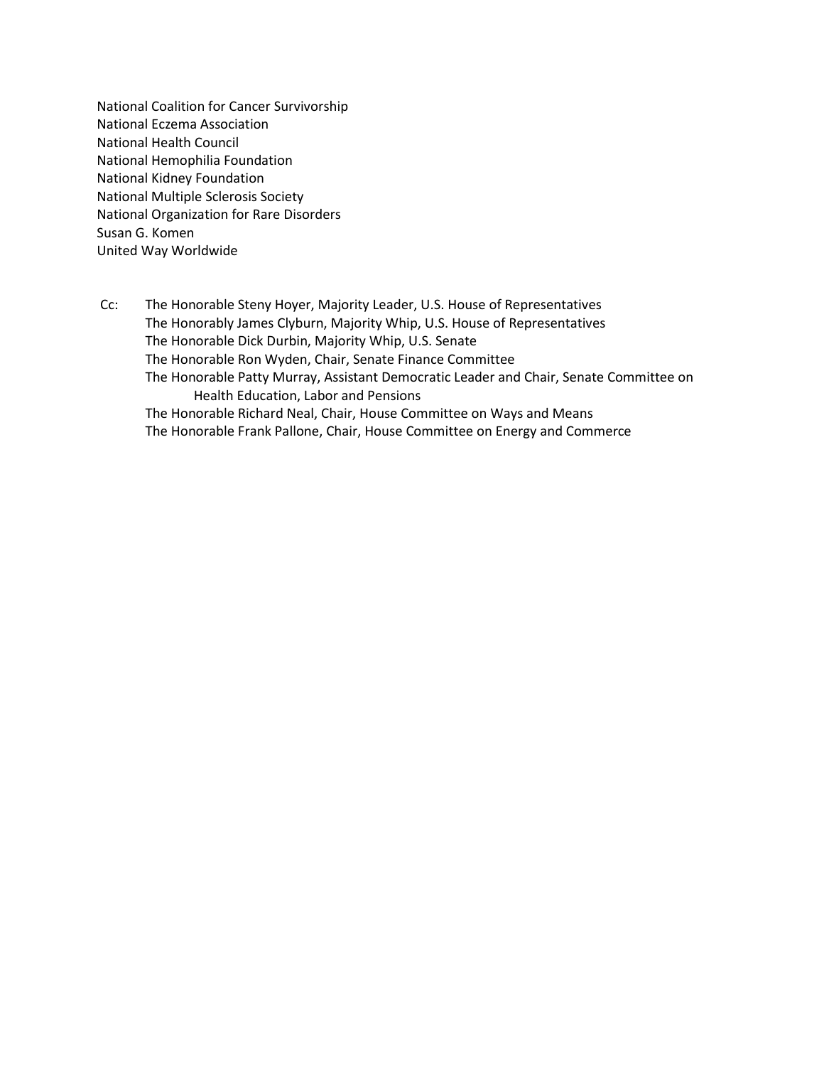National Coalition for Cancer Survivorship
National Eczema Association
National Health Council
National Hemophilia Foundation
National Kidney Foundation
National Multiple Sclerosis Society
National Organization for Rare Disorders
Susan G. Komen
United Way Worldwide

Cc: The Honorable Steny Hoyer, Majority Leader, U.S. House of Representatives
The Honorably James Clyburn, Majority Whip, U.S. House of Representatives
The Honorable Dick Durbin, Majority Whip, U.S. Senate
The Honorable Ron Wyden, Chair, Senate Finance Committee
The Honorable Patty Murray, Assistant Democratic Leader and Chair, Senate Committee on Health Education, Labor and Pensions
The Honorable Richard Neal, Chair, House Committee on Ways and Means
The Honorable Frank Pallone, Chair, House Committee on Energy and Commerce